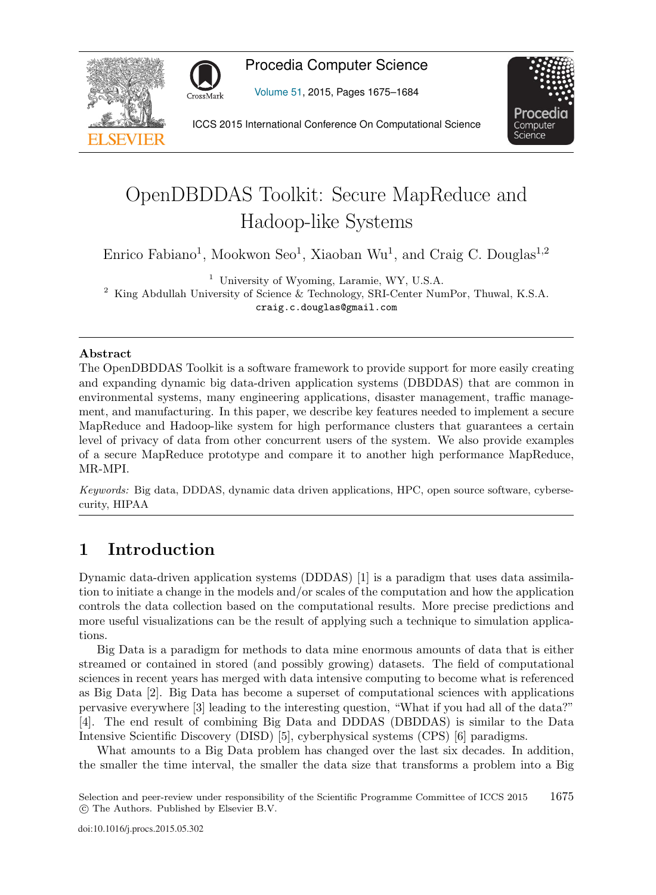# OpenDBDDAS Toolkit: Secure MapReduce and Hadoop-like Systems

Enrico Fabiano[1], Mookwon Seo[1], Xiaoban Wu[1], and Craig C. Douglas[1,2]

[1] University of Wyoming, Laramie, WY, U.S.A.
[2] King Abdullah University of Science & Technology, SRI-Center NumPor, Thuwal, K.S.A.
craig.c.douglas@gmail.com

**Abstract**

The OpenDBDDAS Toolkit is a software framework to provide support for more easily creating and expanding dynamic big data-driven application systems (DBDDAS) that are common in environmental systems, many engineering applications, disaster management, traffic management, and manufacturing. In this paper, we describe key features needed to implement a secure MapReduce and Hadoop-like system for high performance clusters that guarantees a certain level of privacy of data from other concurrent users of the system. We also provide examples of a secure MapReduce prototype and compare it to another high performance MapReduce, MR-MPI.

*Keywords:* Big data, DDDAS, dynamic data driven applications, HPC, open source software, cybersecurity, HIPAA

## 1 Introduction

Dynamic data-driven application systems (DDDAS) [1] is a paradigm that uses data assimilation to initiate a change in the models and/or scales of the computation and how the application controls the data collection based on the computational results. More precise predictions and more useful visualizations can be the result of applying such a technique to simulation applications.

Big Data is a paradigm for methods to data mine enormous amounts of data that is either streamed or contained in stored (and possibly growing) datasets. The field of computational sciences in recent years has merged with data intensive computing to become what is referenced as Big Data [2]. Big Data has become a superset of computational sciences with applications pervasive everywhere [3] leading to the interesting question, "What if you had all of the data?" [4]. The end result of combining Big Data and DDDAS (DBDDAS) is similar to the Data Intensive Scientific Discovery (DISD) [5], cyberphysical systems (CPS) [6] paradigms.

What amounts to a Big Data problem has changed over the last six decades. In addition, the smaller the time interval, the smaller the data size that transforms a problem into a Big

Selection and peer-review under responsibility of the Scientific Programme Committee of ICCS 2015
© The Authors. Published by Elsevier B.V.

doi:10.1016/j.procs.2015.05.302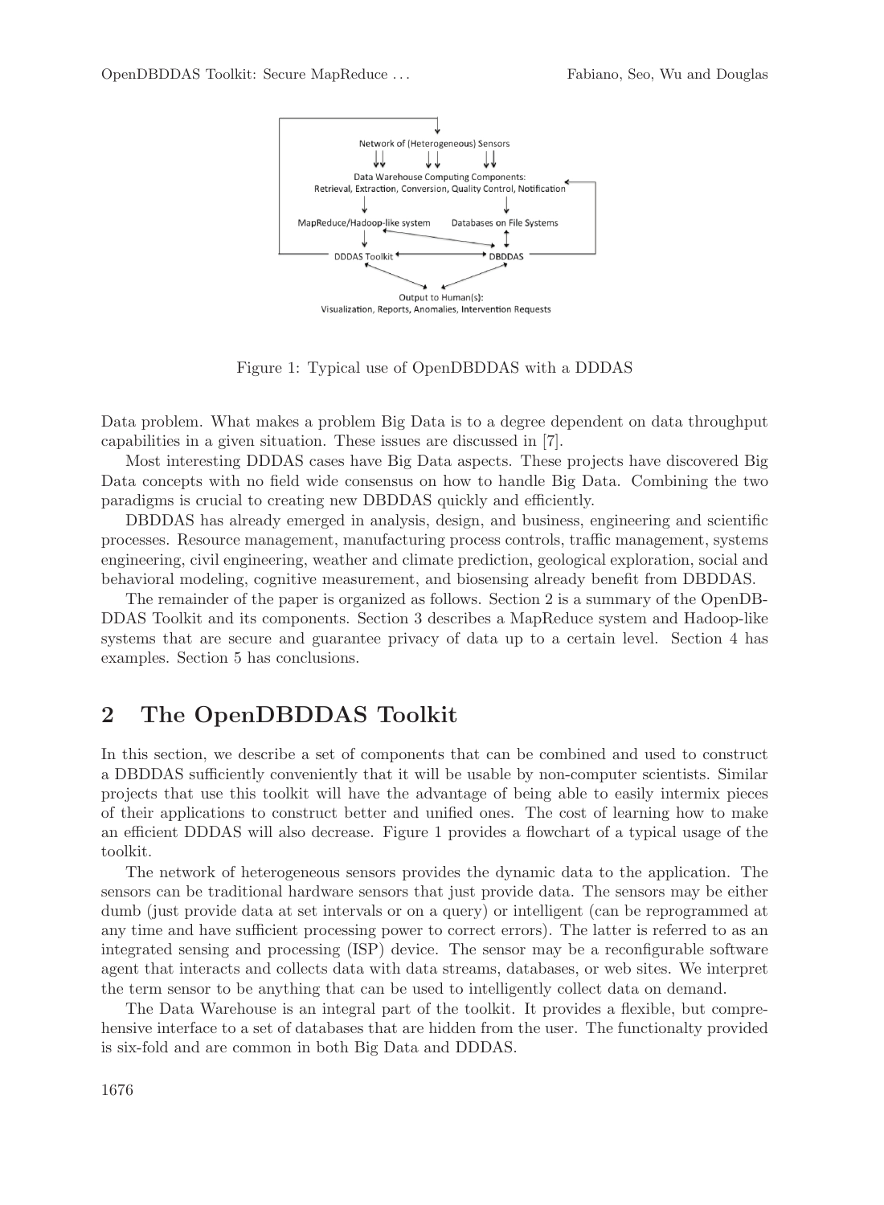Network of (Heterogeneous) Sensors

Data Warehouse Computing Components:
Retrieval, Extraction, Conversion, Quality Control, Notification

MapReduce/Hadoop-like system

Databases on File Systems

DDDAS Toolkit

DBDDAS

Output to Human(s):
Visualization, Reports, Anomalies, Intervention Requests

Figure 1: Typical use of OpenDBDDAS with a DDDAS

Data problem. What makes a problem Big Data is to a degree dependent on data throughput capabilities in a given situation. These issues are discussed in [7].

Most interesting DDDAS cases have Big Data aspects. These projects have discovered Big Data concepts with no field wide consensus on how to handle Big Data. Combining the two paradigms is crucial to creating new DBDDAS quickly and efficiently.

DBDDAS has already emerged in analysis, design, and business, engineering and scientific processes. Resource management, manufacturing process controls, traffic management, systems engineering, civil engineering, weather and climate prediction, geological exploration, social and behavioral modeling, cognitive measurement, and biosensing already benefit from DBDDAS.

The remainder of the paper is organized as follows. Section 2 is a summary of the OpenDBDDAS Toolkit and its components. Section 3 describes a MapReduce system and Hadoop-like systems that are secure and guarantee privacy of data up to a certain level. Section 4 has examples. Section 5 has conclusions.

## 2 The OpenDBDDAS Toolkit

In this section, we describe a set of components that can be combined and used to construct a DBDDAS sufficiently conveniently that it will be usable by non-computer scientists. Similar projects that use this toolkit will have the advantage of being able to easily intermix pieces of their applications to construct better and unified ones. The cost of learning how to make an efficient DDDAS will also decrease. Figure 1 provides a flowchart of a typical usage of the toolkit.

The network of heterogeneous sensors provides the dynamic data to the application. The sensors can be traditional hardware sensors that just provide data. The sensors may be either dumb (just provide data at set intervals or on a query) or intelligent (can be reprogrammed at any time and have sufficient processing power to correct errors). The latter is referred to as an integrated sensing and processing (ISP) device. The sensor may be a reconfigurable software agent that interacts and collects data with data streams, databases, or web sites. We interpret the term sensor to be anything that can be used to intelligently collect data on demand.

The Data Warehouse is an integral part of the toolkit. It provides a flexible, but comprehensive interface to a set of databases that are hidden from the user. The functionalty provided is six-fold and are common in both Big Data and DDDAS.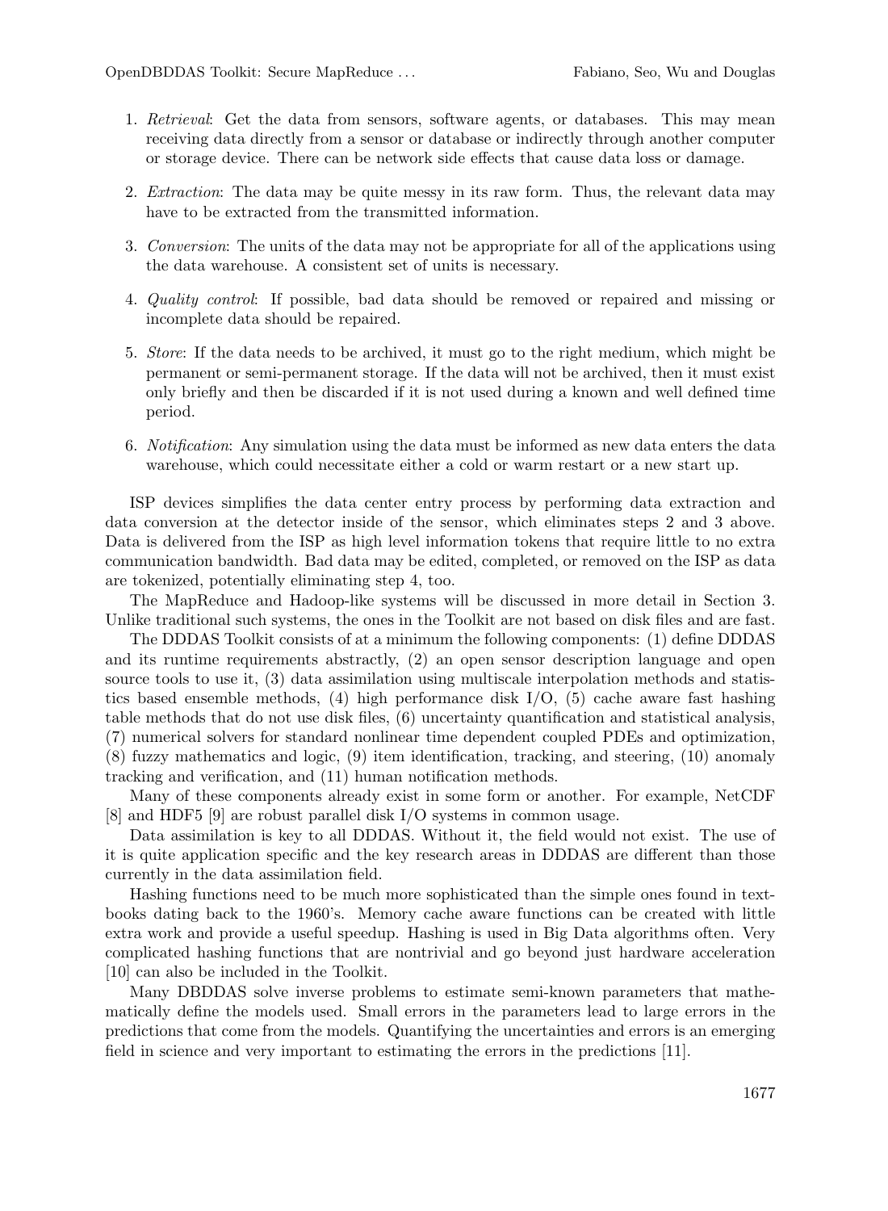1. *Retrieval*: Get the data from sensors, software agents, or databases. This may mean receiving data directly from a sensor or database or indirectly through another computer or storage device. There can be network side effects that cause data loss or damage.

2. *Extraction*: The data may be quite messy in its raw form. Thus, the relevant data may have to be extracted from the transmitted information.

3. *Conversion*: The units of the data may not be appropriate for all of the applications using the data warehouse. A consistent set of units is necessary.

4. *Quality control*: If possible, bad data should be removed or repaired and missing or incomplete data should be repaired.

5. *Store*: If the data needs to be archived, it must go to the right medium, which might be permanent or semi-permanent storage. If the data will not be archived, then it must exist only briefly and then be discarded if it is not used during a known and well defined time period.

6. *Notification*: Any simulation using the data must be informed as new data enters the data warehouse, which could necessitate either a cold or warm restart or a new start up.

ISP devices simplifies the data center entry process by performing data extraction and data conversion at the detector inside of the sensor, which eliminates steps 2 and 3 above. Data is delivered from the ISP as high level information tokens that require little to no extra communication bandwidth. Bad data may be edited, completed, or removed on the ISP as data are tokenized, potentially eliminating step 4, too.

The MapReduce and Hadoop-like systems will be discussed in more detail in Section 3. Unlike traditional such systems, the ones in the Toolkit are not based on disk files and are fast.

The DDDAS Toolkit consists of at a minimum the following components: (1) define DDDAS and its runtime requirements abstractly, (2) an open sensor description language and open source tools to use it, (3) data assimilation using multiscale interpolation methods and statistics based ensemble methods, (4) high performance disk I/O, (5) cache aware fast hashing table methods that do not use disk files, (6) uncertainty quantification and statistical analysis, (7) numerical solvers for standard nonlinear time dependent coupled PDEs and optimization, (8) fuzzy mathematics and logic, (9) item identification, tracking, and steering, (10) anomaly tracking and verification, and (11) human notification methods.

Many of these components already exist in some form or another. For example, NetCDF [8] and HDF5 [9] are robust parallel disk I/O systems in common usage.

Data assimilation is key to all DDDAS. Without it, the field would not exist. The use of it is quite application specific and the key research areas in DDDAS are different than those currently in the data assimilation field.

Hashing functions need to be much more sophisticated than the simple ones found in textbooks dating back to the 1960's. Memory cache aware functions can be created with little extra work and provide a useful speedup. Hashing is used in Big Data algorithms often. Very complicated hashing functions that are nontrivial and go beyond just hardware acceleration [10] can also be included in the Toolkit.

Many DBDDAS solve inverse problems to estimate semi-known parameters that mathematically define the models used. Small errors in the parameters lead to large errors in the predictions that come from the models. Quantifying the uncertainties and errors is an emerging field in science and very important to estimating the errors in the predictions [11].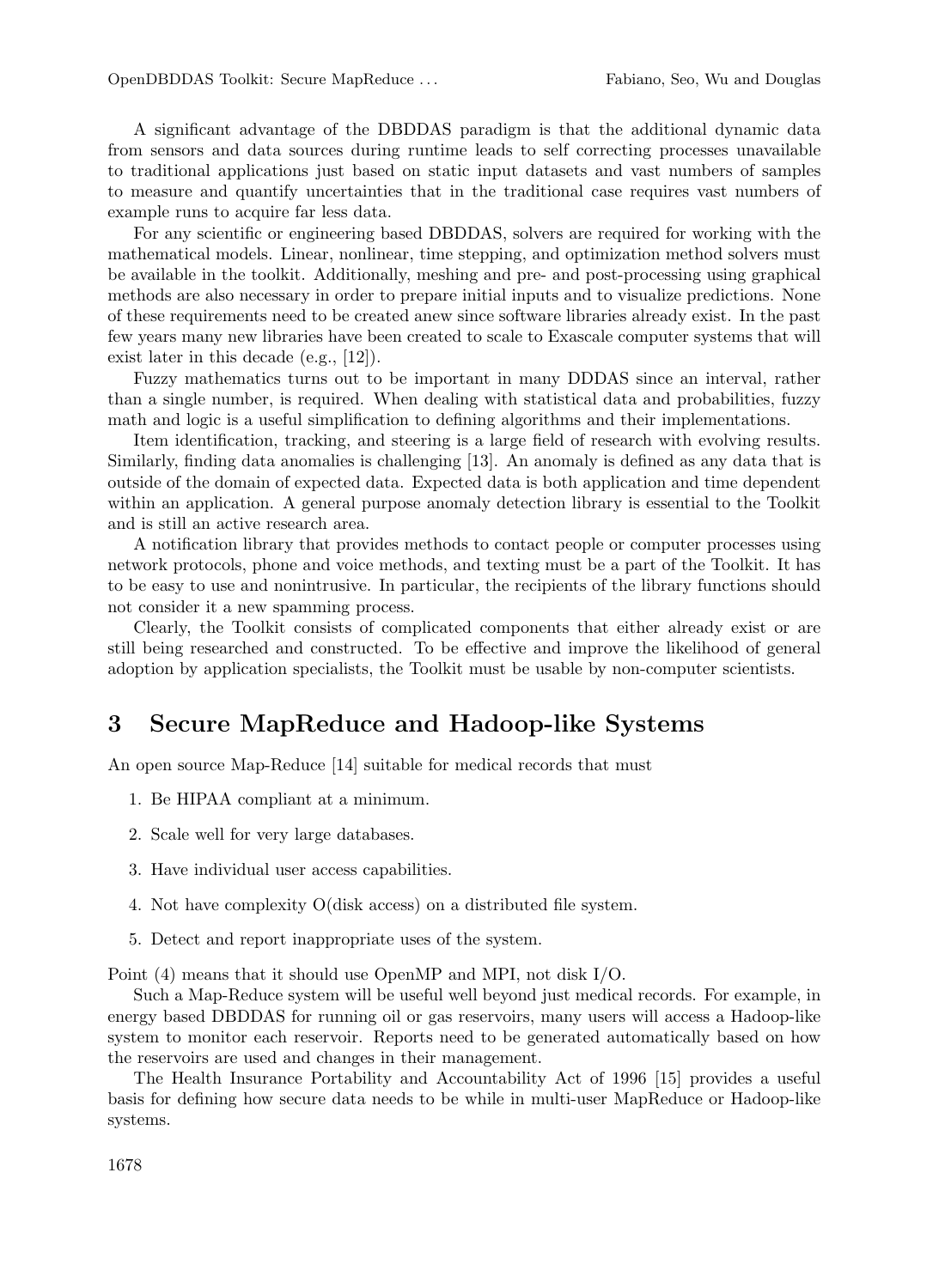A significant advantage of the DBDDAS paradigm is that the additional dynamic data from sensors and data sources during runtime leads to self correcting processes unavailable to traditional applications just based on static input datasets and vast numbers of samples to measure and quantify uncertainties that in the traditional case requires vast numbers of example runs to acquire far less data.

For any scientific or engineering based DBDDAS, solvers are required for working with the mathematical models. Linear, nonlinear, time stepping, and optimization method solvers must be available in the toolkit. Additionally, meshing and pre- and post-processing using graphical methods are also necessary in order to prepare initial inputs and to visualize predictions. None of these requirements need to be created anew since software libraries already exist. In the past few years many new libraries have been created to scale to Exascale computer systems that will exist later in this decade (e.g., [12]).

Fuzzy mathematics turns out to be important in many DDDAS since an interval, rather than a single number, is required. When dealing with statistical data and probabilities, fuzzy math and logic is a useful simplification to defining algorithms and their implementations.

Item identification, tracking, and steering is a large field of research with evolving results. Similarly, finding data anomalies is challenging [13]. An anomaly is defined as any data that is outside of the domain of expected data. Expected data is both application and time dependent within an application. A general purpose anomaly detection library is essential to the Toolkit and is still an active research area.

A notification library that provides methods to contact people or computer processes using network protocols, phone and voice methods, and texting must be a part of the Toolkit. It has to be easy to use and nonintrusive. In particular, the recipients of the library functions should not consider it a new spamming process.

Clearly, the Toolkit consists of complicated components that either already exist or are still being researched and constructed. To be effective and improve the likelihood of general adoption by application specialists, the Toolkit must be usable by non-computer scientists.

# 3 Secure MapReduce and Hadoop-like Systems

An open source Map-Reduce [14] suitable for medical records that must

1. Be HIPAA compliant at a minimum.
2. Scale well for very large databases.
3. Have individual user access capabilities.
4. Not have complexity O(disk access) on a distributed file system.
5. Detect and report inappropriate uses of the system.

Point (4) means that it should use OpenMP and MPI, not disk I/O.

Such a Map-Reduce system will be useful well beyond just medical records. For example, in energy based DBDDAS for running oil or gas reservoirs, many users will access a Hadoop-like system to monitor each reservoir. Reports need to be generated automatically based on how the reservoirs are used and changes in their management.

The Health Insurance Portability and Accountability Act of 1996 [15] provides a useful basis for defining how secure data needs to be while in multi-user MapReduce or Hadoop-like systems.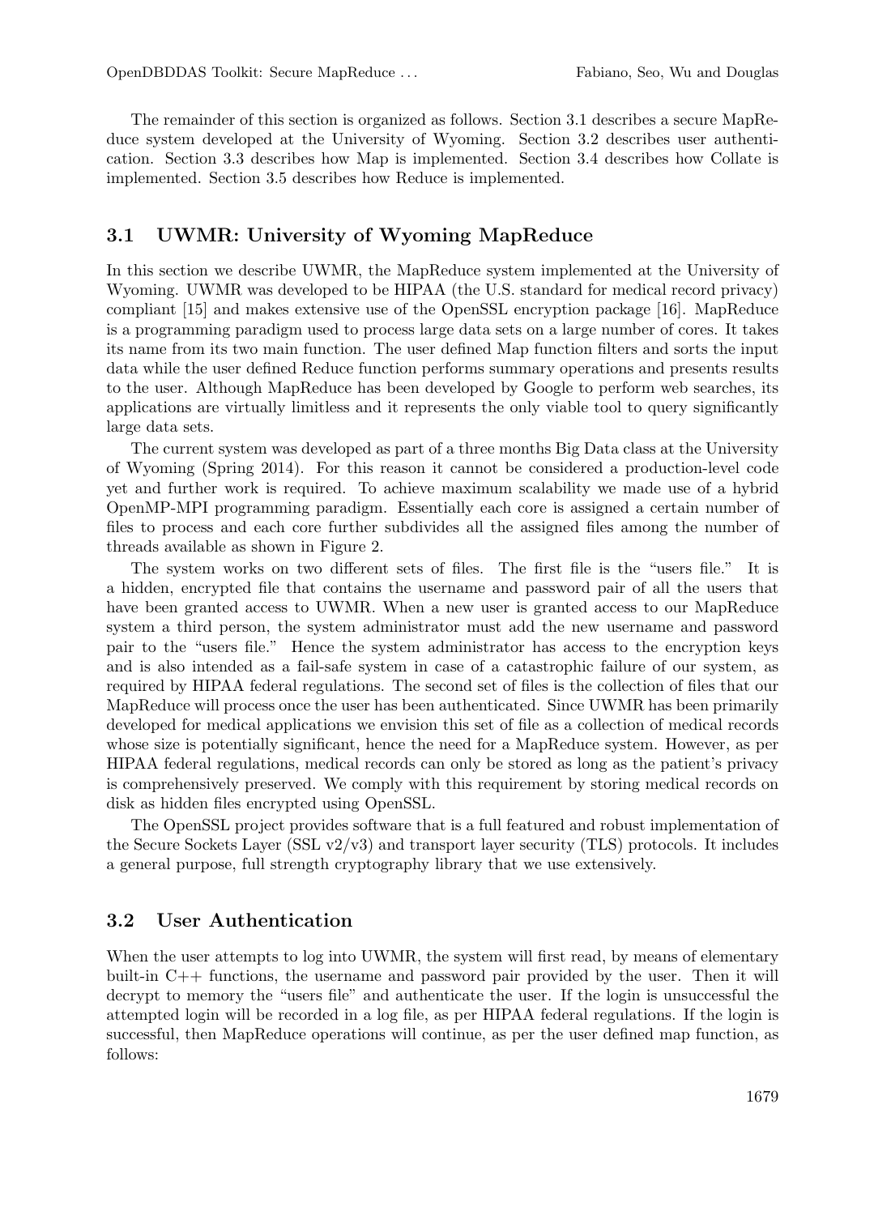The remainder of this section is organized as follows. Section 3.1 describes a secure MapReduce system developed at the University of Wyoming. Section 3.2 describes user authentication. Section 3.3 describes how Map is implemented. Section 3.4 describes how Collate is implemented. Section 3.5 describes how Reduce is implemented.

### 3.1 UWMR: University of Wyoming MapReduce

In this section we describe UWMR, the MapReduce system implemented at the University of Wyoming. UWMR was developed to be HIPAA (the U.S. standard for medical record privacy) compliant [15] and makes extensive use of the OpenSSL encryption package [16]. MapReduce is a programming paradigm used to process large data sets on a large number of cores. It takes its name from its two main function. The user defined Map function filters and sorts the input data while the user defined Reduce function performs summary operations and presents results to the user. Although MapReduce has been developed by Google to perform web searches, its applications are virtually limitless and it represents the only viable tool to query significantly large data sets.

The current system was developed as part of a three months Big Data class at the University of Wyoming (Spring 2014). For this reason it cannot be considered a production-level code yet and further work is required. To achieve maximum scalability we made use of a hybrid OpenMP-MPI programming paradigm. Essentially each core is assigned a certain number of files to process and each core further subdivides all the assigned files among the number of threads available as shown in Figure 2.

The system works on two different sets of files. The first file is the "users file." It is a hidden, encrypted file that contains the username and password pair of all the users that have been granted access to UWMR. When a new user is granted access to our MapReduce system a third person, the system administrator must add the new username and password pair to the "users file." Hence the system administrator has access to the encryption keys and is also intended as a fail-safe system in case of a catastrophic failure of our system, as required by HIPAA federal regulations. The second set of files is the collection of files that our MapReduce will process once the user has been authenticated. Since UWMR has been primarily developed for medical applications we envision this set of file as a collection of medical records whose size is potentially significant, hence the need for a MapReduce system. However, as per HIPAA federal regulations, medical records can only be stored as long as the patient's privacy is comprehensively preserved. We comply with this requirement by storing medical records on disk as hidden files encrypted using OpenSSL.

The OpenSSL project provides software that is a full featured and robust implementation of the Secure Sockets Layer (SSL v2/v3) and transport layer security (TLS) protocols. It includes a general purpose, full strength cryptography library that we use extensively.

### 3.2 User Authentication

When the user attempts to log into UWMR, the system will first read, by means of elementary built-in C++ functions, the username and password pair provided by the user. Then it will decrypt to memory the "users file" and authenticate the user. If the login is unsuccessful the attempted login will be recorded in a log file, as per HIPAA federal regulations. If the login is successful, then MapReduce operations will continue, as per the user defined map function, as follows: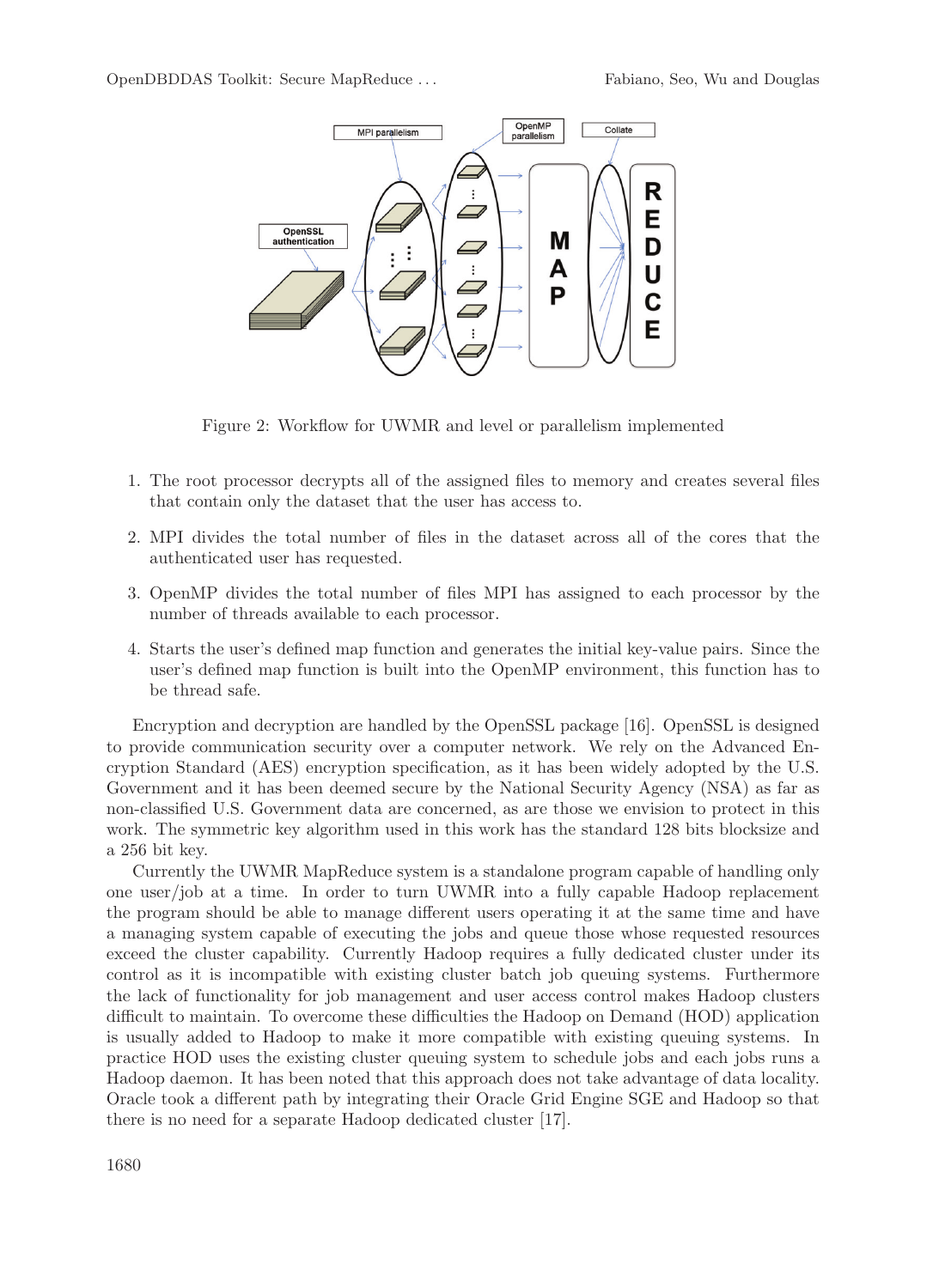MPI parallelism

OpenMP parallelism

Collate

OpenSSL authentication

MAP

REDUCE

Figure 2: Workflow for UWMR and level or parallelism implemented

1. The root processor decrypts all of the assigned files to memory and creates several files that contain only the dataset that the user has access to.
2. MPI divides the total number of files in the dataset across all of the cores that the authenticated user has requested.
3. OpenMP divides the total number of files MPI has assigned to each processor by the number of threads available to each processor.
4. Starts the user's defined map function and generates the initial key-value pairs. Since the user's defined map function is built into the OpenMP environment, this function has to be thread safe.

Encryption and decryption are handled by the OpenSSL package [16]. OpenSSL is designed to provide communication security over a computer network. We rely on the Advanced Encryption Standard (AES) encryption specification, as it has been widely adopted by the U.S. Government and it has been deemed secure by the National Security Agency (NSA) as far as non-classified U.S. Government data are concerned, as are those we envision to protect in this work. The symmetric key algorithm used in this work has the standard 128 bits blocksize and a 256 bit key.

Currently the UWMR MapReduce system is a standalone program capable of handling only one user/job at a time. In order to turn UWMR into a fully capable Hadoop replacement the program should be able to manage different users operating it at the same time and have a managing system capable of executing the jobs and queue those whose requested resources exceed the cluster capability. Currently Hadoop requires a fully dedicated cluster under its control as it is incompatible with existing cluster batch job queuing systems. Furthermore the lack of functionality for job management and user access control makes Hadoop clusters difficult to maintain. To overcome these difficulties the Hadoop on Demand (HOD) application is usually added to Hadoop to make it more compatible with existing queuing systems. In practice HOD uses the existing cluster queuing system to schedule jobs and each jobs runs a Hadoop daemon. It has been noted that this approach does not take advantage of data locality. Oracle took a different path by integrating their Oracle Grid Engine SGE and Hadoop so that there is no need for a separate Hadoop dedicated cluster [17].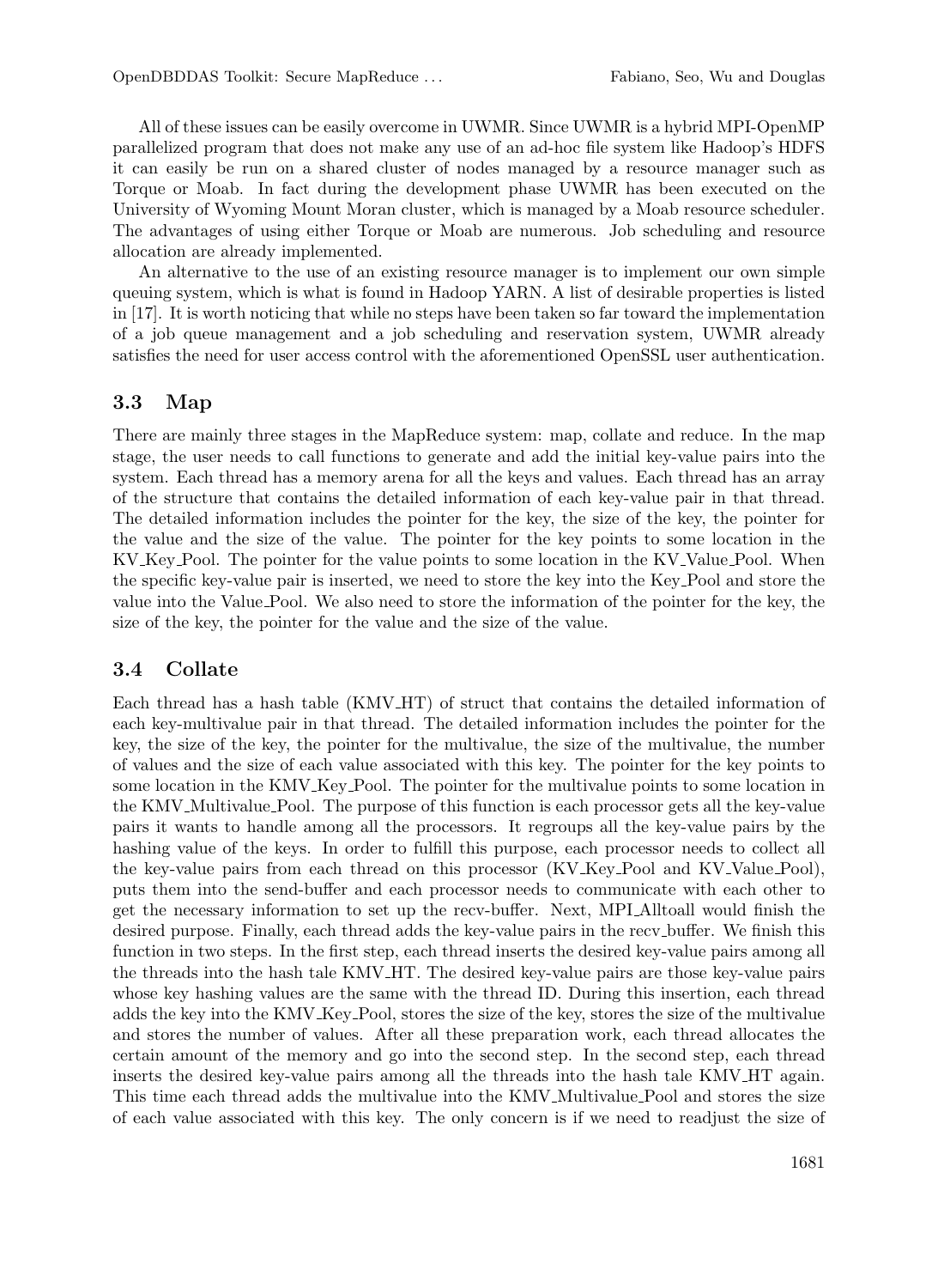All of these issues can be easily overcome in UWMR. Since UWMR is a hybrid MPI-OpenMP parallelized program that does not make any use of an ad-hoc file system like Hadoop's HDFS it can easily be run on a shared cluster of nodes managed by a resource manager such as Torque or Moab. In fact during the development phase UWMR has been executed on the University of Wyoming Mount Moran cluster, which is managed by a Moab resource scheduler. The advantages of using either Torque or Moab are numerous. Job scheduling and resource allocation are already implemented.

An alternative to the use of an existing resource manager is to implement our own simple queuing system, which is what is found in Hadoop YARN. A list of desirable properties is listed in [17]. It is worth noticing that while no steps have been taken so far toward the implementation of a job queue management and a job scheduling and reservation system, UWMR already satisfies the need for user access control with the aforementioned OpenSSL user authentication.

## 3.3 Map

There are mainly three stages in the MapReduce system: map, collate and reduce. In the map stage, the user needs to call functions to generate and add the initial key-value pairs into the system. Each thread has a memory arena for all the keys and values. Each thread has an array of the structure that contains the detailed information of each key-value pair in that thread. The detailed information includes the pointer for the key, the size of the key, the pointer for the value and the size of the value. The pointer for the key points to some location in the KV_Key_Pool. The pointer for the value points to some location in the KV_Value_Pool. When the specific key-value pair is inserted, we need to store the key into the Key_Pool and store the value into the Value_Pool. We also need to store the information of the pointer for the key, the size of the key, the pointer for the value and the size of the value.

## 3.4 Collate

Each thread has a hash table (KMV_HT) of struct that contains the detailed information of each key-multivalue pair in that thread. The detailed information includes the pointer for the key, the size of the key, the pointer for the multivalue, the size of the multivalue, the number of values and the size of each value associated with this key. The pointer for the key points to some location in the KMV_Key_Pool. The pointer for the multivalue points to some location in the KMV_Multivalue_Pool. The purpose of this function is each processor gets all the key-value pairs it wants to handle among all the processors. It regroups all the key-value pairs by the hashing value of the keys. In order to fulfill this purpose, each processor needs to collect all the key-value pairs from each thread on this processor (KV_Key_Pool and KV_Value_Pool), puts them into the send-buffer and each processor needs to communicate with each other to get the necessary information to set up the recv-buffer. Next, MPI_Alltoall would finish the desired purpose. Finally, each thread adds the key-value pairs in the recv_buffer. We finish this function in two steps. In the first step, each thread inserts the desired key-value pairs among all the threads into the hash tale KMV_HT. The desired key-value pairs are those key-value pairs whose key hashing values are the same with the thread ID. During this insertion, each thread adds the key into the KMV_Key_Pool, stores the size of the key, stores the size of the multivalue and stores the number of values. After all these preparation work, each thread allocates the certain amount of the memory and go into the second step. In the second step, each thread inserts the desired key-value pairs among all the threads into the hash tale KMV_HT again. This time each thread adds the multivalue into the KMV_Multivalue_Pool and stores the size of each value associated with this key. The only concern is if we need to readjust the size of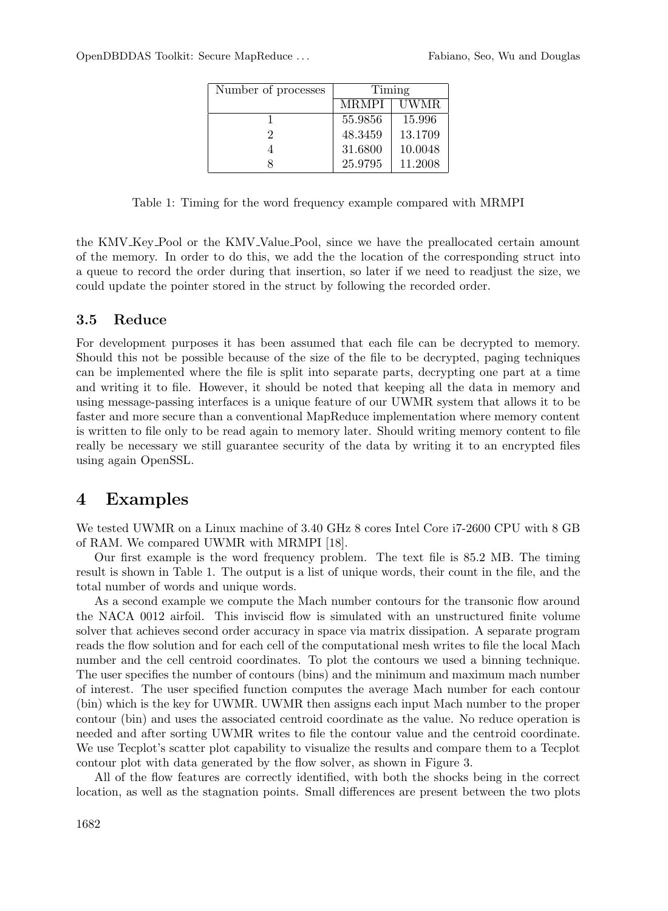| Number of processes | Timing | |
|---|---|---|
| | MRMPI | UWMR |
| 1 | 55.9856 | 15.996 |
| 2 | 48.3459 | 13.1709 |
| 4 | 31.6800 | 10.0048 |
| 8 | 25.9795 | 11.2008 |

Table 1: Timing for the word frequency example compared with MRMPI

the KMV_Key_Pool or the KMV_Value_Pool, since we have the preallocated certain amount of the memory. In order to do this, we add the the location of the corresponding struct into a queue to record the order during that insertion, so later if we need to readjust the size, we could update the pointer stored in the struct by following the recorded order.

### 3.5 Reduce

For development purposes it has been assumed that each file can be decrypted to memory. Should this not be possible because of the size of the file to be decrypted, paging techniques can be implemented where the file is split into separate parts, decrypting one part at a time and writing it to file. However, it should be noted that keeping all the data in memory and using message-passing interfaces is a unique feature of our UWMR system that allows it to be faster and more secure than a conventional MapReduce implementation where memory content is written to file only to be read again to memory later. Should writing memory content to file really be necessary we still guarantee security of the data by writing it to an encrypted files using again OpenSSL.

## 4 Examples

We tested UWMR on a Linux machine of 3.40 GHz 8 cores Intel Core i7-2600 CPU with 8 GB of RAM. We compared UWMR with MRMPI [18].

Our first example is the word frequency problem. The text file is 85.2 MB. The timing result is shown in Table 1. The output is a list of unique words, their count in the file, and the total number of words and unique words.

As a second example we compute the Mach number contours for the transonic flow around the NACA 0012 airfoil. This inviscid flow is simulated with an unstructured finite volume solver that achieves second order accuracy in space via matrix dissipation. A separate program reads the flow solution and for each cell of the computational mesh writes to file the local Mach number and the cell centroid coordinates. To plot the contours we used a binning technique. The user specifies the number of contours (bins) and the minimum and maximum mach number of interest. The user specified function computes the average Mach number for each contour (bin) which is the key for UWMR. UWMR then assigns each input Mach number to the proper contour (bin) and uses the associated centroid coordinate as the value. No reduce operation is needed and after sorting UWMR writes to file the contour value and the centroid coordinate. We use Tecplot's scatter plot capability to visualize the results and compare them to a Tecplot contour plot with data generated by the flow solver, as shown in Figure 3.

All of the flow features are correctly identified, with both the shocks being in the correct location, as well as the stagnation points. Small differences are present between the two plots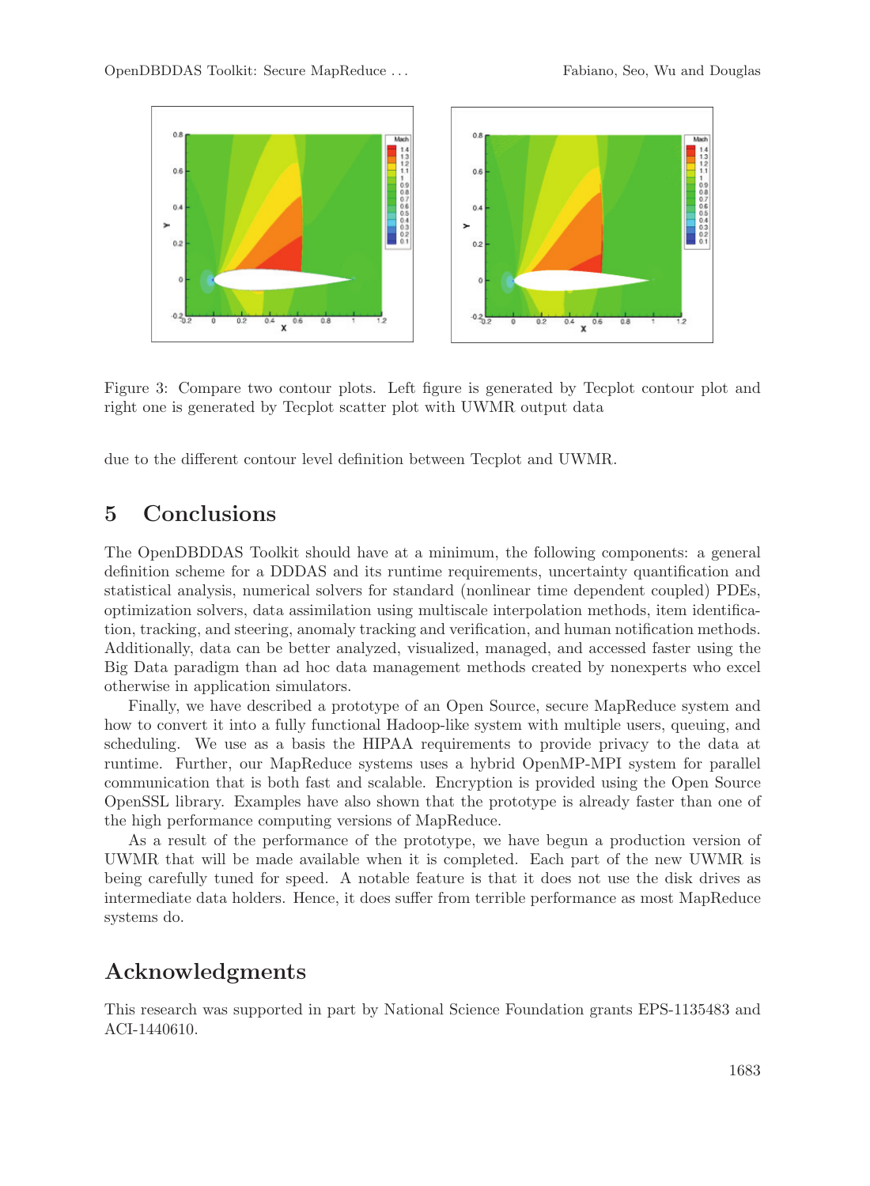0.8
0.6
0.4
Y
0.2
0
-0.2
-0.2 0 0.2 0.4 0.6 0.8 1 1.2
X
Mach
1.4
1.3
1.2
1.1
1
0.9
0.8
0.7
0.6
0.5
0.4
0.3
0.2
0.1

0.8
0.6
0.4
Y
0.2
0
-0.2
-0.2 0 0.2 0.4 0.6 0.8 1 1.2
X
Mach
1.4
1.3
1.2
1.1
1
0.9
0.8
0.7
0.6
0.5
0.4
0.3
0.2
0.1

Figure 3: Compare two contour plots. Left figure is generated by Tecplot contour plot and right one is generated by Tecplot scatter plot with UWMR output data

due to the different contour level definition between Tecplot and UWMR.

## 5 Conclusions

The OpenDBDDAS Toolkit should have at a minimum, the following components: a general definition scheme for a DDDAS and its runtime requirements, uncertainty quantification and statistical analysis, numerical solvers for standard (nonlinear time dependent coupled) PDEs, optimization solvers, data assimilation using multiscale interpolation methods, item identification, tracking, and steering, anomaly tracking and verification, and human notification methods. Additionally, data can be better analyzed, visualized, managed, and accessed faster using the Big Data paradigm than ad hoc data management methods created by nonexperts who excel otherwise in application simulators.

Finally, we have described a prototype of an Open Source, secure MapReduce system and how to convert it into a fully functional Hadoop-like system with multiple users, queuing, and scheduling. We use as a basis the HIPAA requirements to provide privacy to the data at runtime. Further, our MapReduce systems uses a hybrid OpenMP-MPI system for parallel communication that is both fast and scalable. Encryption is provided using the Open Source OpenSSL library. Examples have also shown that the prototype is already faster than one of the high performance computing versions of MapReduce.

As a result of the performance of the prototype, we have begun a production version of UWMR that will be made available when it is completed. Each part of the new UWMR is being carefully tuned for speed. A notable feature is that it does not use the disk drives as intermediate data holders. Hence, it does suffer from terrible performance as most MapReduce systems do.

## Acknowledgments

This research was supported in part by National Science Foundation grants EPS-1135483 and ACI-1440610.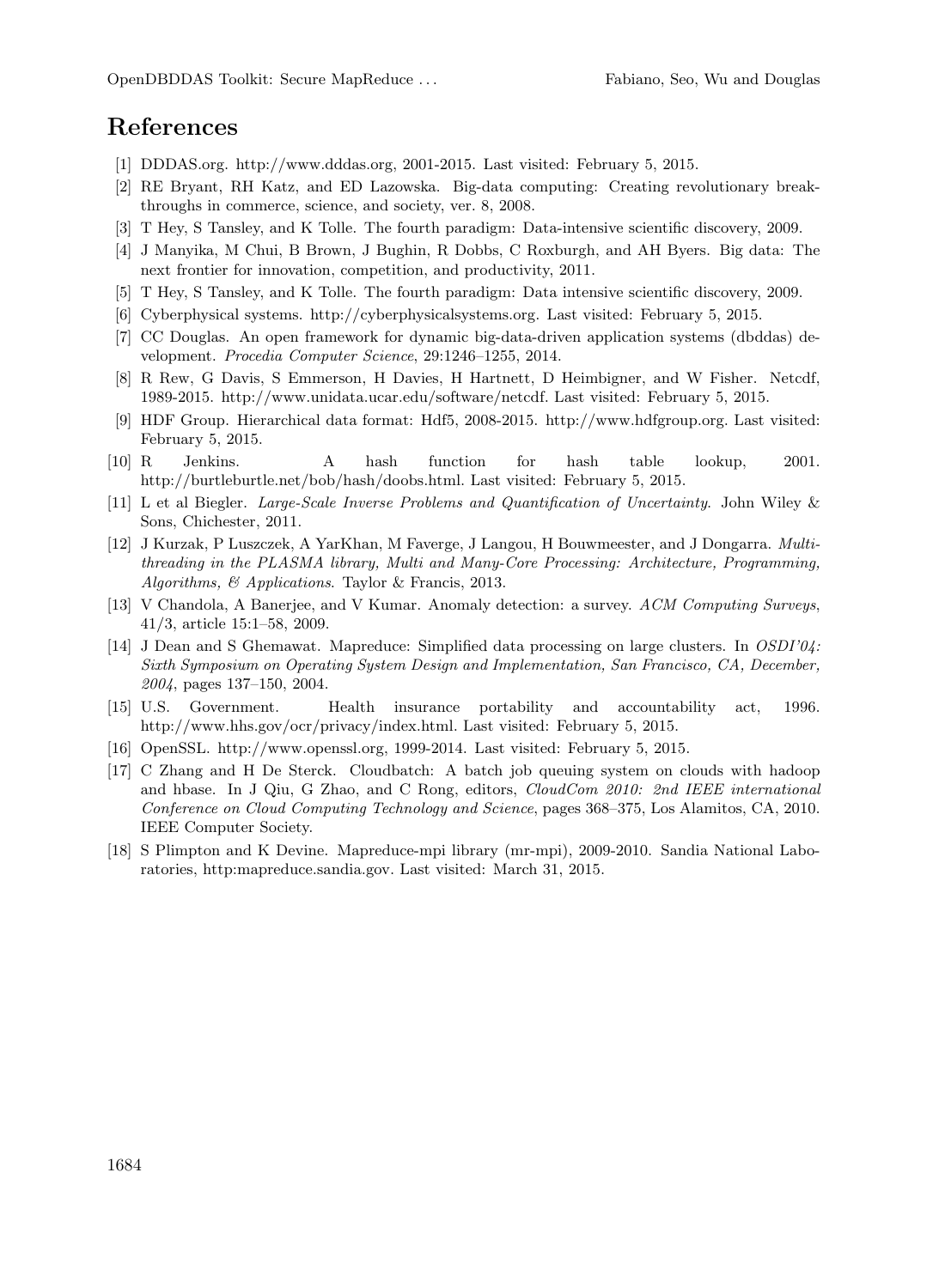# References

[1] DDDAS.org. http://www.dddas.org, 2001-2015. Last visited: February 5, 2015.

[2] RE Bryant, RH Katz, and ED Lazowska. Big-data computing: Creating revolutionary breakthroughs in commerce, science, and society, ver. 8, 2008.

[3] T Hey, S Tansley, and K Tolle. The fourth paradigm: Data-intensive scientific discovery, 2009.

[4] J Manyika, M Chui, B Brown, J Bughin, R Dobbs, C Roxburgh, and AH Byers. Big data: The next frontier for innovation, competition, and productivity, 2011.

[5] T Hey, S Tansley, and K Tolle. The fourth paradigm: Data intensive scientific discovery, 2009.

[6] Cyberphysical systems. http://cyberphysicalsystems.org. Last visited: February 5, 2015.

[7] CC Douglas. An open framework for dynamic big-data-driven application systems (dbddas) development. *Procedia Computer Science*, 29:1246–1255, 2014.

[8] R Rew, G Davis, S Emmerson, H Davies, H Hartnett, D Heimbigner, and W Fisher. Netcdf, 1989-2015. http://www.unidata.ucar.edu/software/netcdf. Last visited: February 5, 2015.

[9] HDF Group. Hierarchical data format: Hdf5, 2008-2015. http://www.hdfgroup.org. Last visited: February 5, 2015.

[10] R Jenkins. A hash function for hash table lookup, 2001. http://burtleburtle.net/bob/hash/doobs.html. Last visited: February 5, 2015.

[11] L et al Biegler. *Large-Scale Inverse Problems and Quantification of Uncertainty*. John Wiley & Sons, Chichester, 2011.

[12] J Kurzak, P Luszczek, A YarKhan, M Faverge, J Langou, H Bouwmeester, and J Dongarra. *Multithreading in the PLASMA library, Multi and Many-Core Processing: Architecture, Programming, Algorithms, & Applications*. Taylor & Francis, 2013.

[13] V Chandola, A Banerjee, and V Kumar. Anomaly detection: a survey. *ACM Computing Surveys*, 41/3, article 15:1–58, 2009.

[14] J Dean and S Ghemawat. Mapreduce: Simplified data processing on large clusters. In *OSDI'04: Sixth Symposium on Operating System Design and Implementation, San Francisco, CA, December, 2004*, pages 137–150, 2004.

[15] U.S. Government. Health insurance portability and accountability act, 1996. http://www.hhs.gov/ocr/privacy/index.html. Last visited: February 5, 2015.

[16] OpenSSL. http://www.openssl.org, 1999-2014. Last visited: February 5, 2015.

[17] C Zhang and H De Sterck. Cloudbatch: A batch job queuing system on clouds with hadoop and hbase. In J Qiu, G Zhao, and C Rong, editors, *CloudCom 2010: 2nd IEEE international Conference on Cloud Computing Technology and Science*, pages 368–375, Los Alamitos, CA, 2010. IEEE Computer Society.

[18] S Plimpton and K Devine. Mapreduce-mpi library (mr-mpi), 2009-2010. Sandia National Laboratories, http:mapreduce.sandia.gov. Last visited: March 31, 2015.